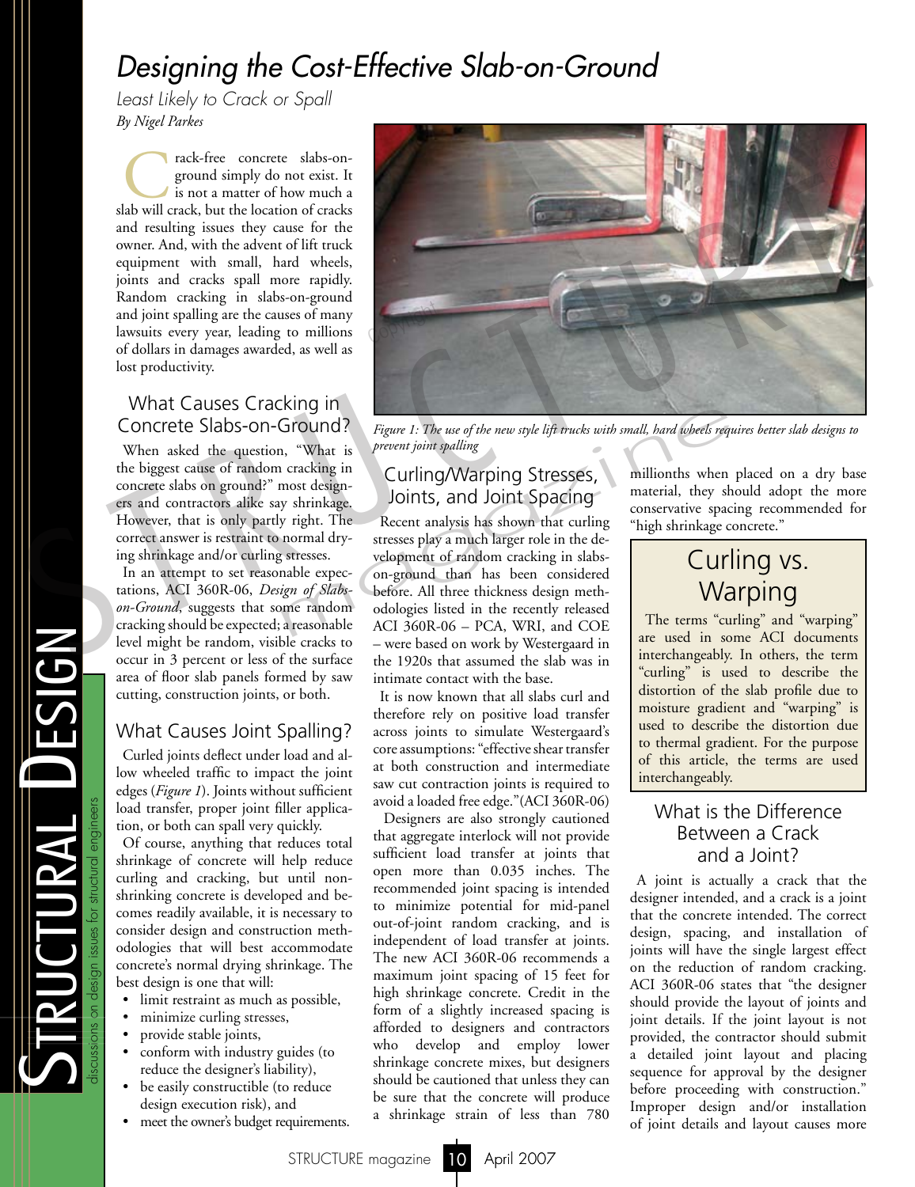# Designing the Cost-Effective Slab-on-Ground

*Least Likely to Crack or Spall*

*By Nigel Parkes*

Crack-free concrete slabs-on-ground simply do not exist. It is not a matter of how much a slab will crack, but the location of cracks and resulting issues they cause for the owner. And, with the advent of lift truck equipment with small, hard wheels, joints and cracks spall more rapidly. Random cracking in slabs-on-ground and joint spalling are the causes of many lawsuits every year, leading to millions of dollars in damages awarded, as well as lost productivity.

## What Causes Cracking in Concrete Slabs-on-Ground?

When asked the question, "What is the biggest cause of random cracking in concrete slabs on ground?" most designers and contractors alike say shrinkage. However, that is only partly right. The correct answer is restraint to normal drying shrinkage and/or curling stresses.

In an attempt to set reasonable expectations, ACI 360R-06, *Design of Slabs-on-Ground*, suggests that some random cracking should be expected; a reasonable level might be random, visible cracks to occur in 3 percent or less of the surface area of floor slab panels formed by saw cutting, construction joints, or both.

## What Causes Joint Spalling?

Curled joints deflect under load and allow wheeled traffic to impact the joint edges (*Figure 1*). Joints without sufficient load transfer, proper joint filler application, or both can spall very quickly.

Of course, anything that reduces total shrinkage of concrete will help reduce curling and cracking, but until non-shrinking concrete is developed and becomes readily available, it is necessary to consider design and construction methodologies that will best accommodate concrete's normal drying shrinkage. The best design is one that will:

- limit restraint as much as possible,
- minimize curling stresses,
- provide stable joints,
- conform with industry guides (to reduce the designer's liability),
- be easily constructible (to reduce design execution risk), and
- meet the owner's budget requirements.

*Figure 1: The use of the new style lift trucks with small, hard wheels requires better slab designs to prevent joint spalling*

## Curling/Warping Stresses, Joints, and Joint Spacing

Recent analysis has shown that curling stresses play a much larger role in the development of random cracking in slabs-on-ground than has been considered before. All three thickness design methodologies listed in the recently released ACI 360R-06 – PCA, WRI, and COE – were based on work by Westergaard in the 1920s that assumed the slab was in intimate contact with the base.

It is now known that all slabs curl and therefore rely on positive load transfer across joints to simulate Westergaard's core assumptions: "effective shear transfer at both construction and intermediate saw cut contraction joints is required to avoid a loaded free edge." (ACI 360R-06)

Designers are also strongly cautioned that aggregate interlock will not provide sufficient load transfer at joints that open more than 0.035 inches. The recommended joint spacing is intended to minimize potential for mid-panel out-of-joint random cracking, and is independent of load transfer at joints. The new ACI 360R-06 recommends a maximum joint spacing of 15 feet for high shrinkage concrete. Credit in the form of a slightly increased spacing is afforded to designers and contractors who develop and employ lower shrinkage concrete mixes, but designers should be cautioned that unless they can be sure that the concrete will produce a shrinkage strain of less than 780 millionths when placed on a dry base material, they should adopt the more conservative spacing recommended for "high shrinkage concrete."

> ### Curling vs. Warping
>
> The terms "curling" and "warping" are used in some ACI documents interchangeably. In others, the term "curling" is used to describe the distortion of the slab profile due to moisture gradient and "warping" is used to describe the distortion due to thermal gradient. For the purpose of this article, the terms are used interchangeably.

## What is the Difference Between a Crack and a Joint?

A joint is actually a crack that the designer intended, and a crack is a joint that the concrete intended. The correct design, spacing, and installation of joints will have the single largest effect on the reduction of random cracking. ACI 360R-06 states that "the designer should provide the layout of joints and joint details. If the joint layout is not provided, the contractor should submit a detailed joint layout and placing sequence for approval by the designer before proceeding with construction." Improper design and/or installation of joint details and layout causes more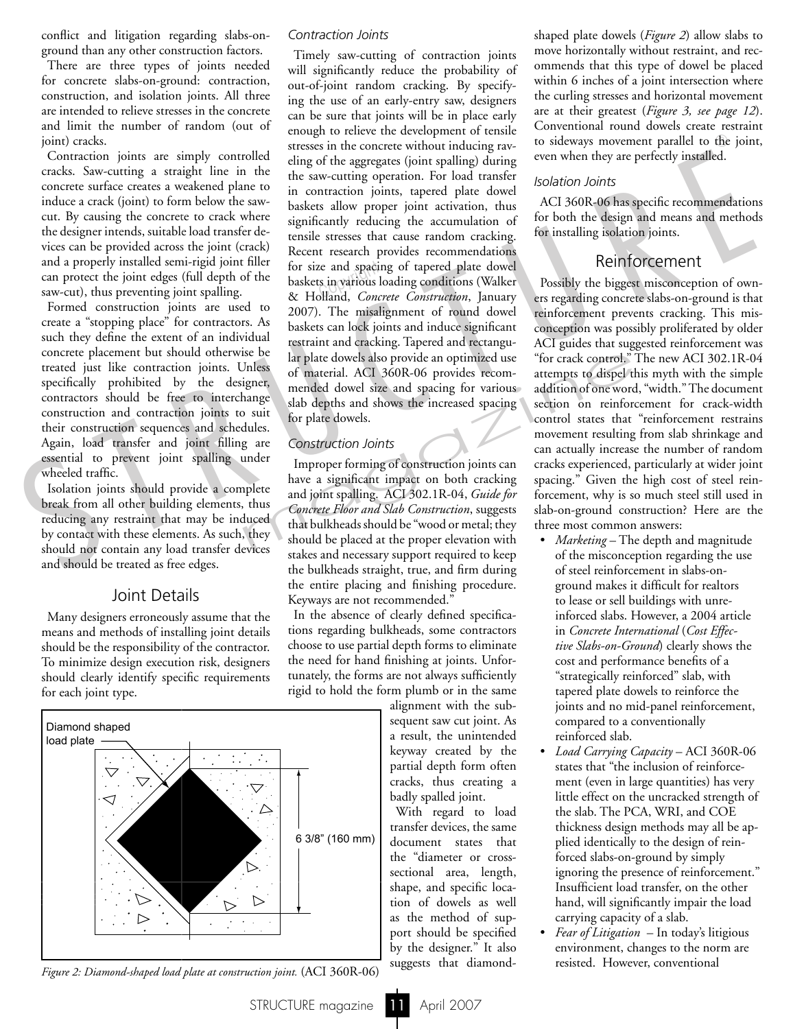conflict and litigation regarding slabs-on-ground than any other construction factors.

There are three types of joints needed for concrete slabs-on-ground: contraction, construction, and isolation joints. All three are intended to relieve stresses in the concrete and limit the number of random (out of joint) cracks.

Contraction joints are simply controlled cracks. Saw-cutting a straight line in the concrete surface creates a weakened plane to induce a crack (joint) to form below the saw-cut. By causing the concrete to crack where the designer intends, suitable load transfer devices can be provided across the joint (crack) and a properly installed semi-rigid joint filler can protect the joint edges (full depth of the saw-cut), thus preventing joint spalling.

Formed construction joints are used to create a "stopping place" for contractors. As such they define the extent of an individual concrete placement but should otherwise be treated just like contraction joints. Unless specifically prohibited by the designer, contractors should be free to interchange construction and contraction joints to suit their construction sequences and schedules. Again, load transfer and joint filling are essential to prevent joint spalling under wheeled traffic.

Isolation joints should provide a complete break from all other building elements, thus reducing any restraint that may be induced by contact with these elements. As such, they should not contain any load transfer devices and should be treated as free edges.

## Joint Details

Many designers erroneously assume that the means and methods of installing joint details should be the responsibility of the contractor. To minimize design execution risk, designers should clearly identify specific requirements for each joint type.

*Figure 2: Diamond-shaped load plate at construction joint.* (ACI 360R-06)

### Contraction Joints

Timely saw-cutting of contraction joints will significantly reduce the probability of out-of-joint random cracking. By specifying the use of an early-entry saw, designers can be sure that joints will be in place early enough to relieve the development of tensile stresses in the concrete without inducing raveling of the aggregates (joint spalling) during the saw-cutting operation. For load transfer in contraction joints, tapered plate dowel baskets allow proper joint activation, thus significantly reducing the accumulation of tensile stresses that cause random cracking. Recent research provides recommendations for size and spacing of tapered plate dowel baskets in various loading conditions (Walker & Holland, *Concrete Construction*, January 2007). The misalignment of round dowel baskets can lock joints and induce significant restraint and cracking. Tapered and rectangular plate dowels also provide an optimized use of material. ACI 360R-06 provides recommended dowel size and spacing for various slab depths and shows the increased spacing for plate dowels.

### Construction Joints

Improper forming of construction joints can have a significant impact on both cracking and joint spalling. ACI 302.1R-04, *Guide for Concrete Floor and Slab Construction*, suggests that bulkheads should be "wood or metal; they should be placed at the proper elevation with stakes and necessary support required to keep the bulkheads straight, true, and firm during the entire placing and finishing procedure. Keyways are not recommended."

In the absence of clearly defined specifications regarding bulkheads, some contractors choose to use partial depth forms to eliminate the need for hand finishing at joints. Unfortunately, the forms are not always sufficiently rigid to hold the form plumb or in the same alignment with the subsequent saw cut joint. As a result, the unintended keyway created by the partial depth form often cracks, thus creating a badly spalled joint.

With regard to load transfer devices, the same document states that the "diameter or cross-sectional area, length, shape, and specific location of dowels as well as the method of support should be specified by the designer." It also suggests that diamond-shaped plate dowels (*Figure 2*) allow slabs to move horizontally without restraint, and recommends that this type of dowel be placed within 6 inches of a joint intersection where the curling stresses and horizontal movement are at their greatest (*Figure 3, see page 12*). Conventional round dowels create restraint to sideways movement parallel to the joint, even when they are perfectly installed.

### Isolation Joints

ACI 360R-06 has specific recommendations for both the design and means and methods for installing isolation joints.

## Reinforcement

Possibly the biggest misconception of owners regarding concrete slabs-on-ground is that reinforcement prevents cracking. This misconception was possibly proliferated by older ACI guides that suggested reinforcement was "for crack control." The new ACI 302.1R-04 attempts to dispel this myth with the simple addition of one word, "width." The document section on reinforcement for crack-width control states that "reinforcement restrains movement resulting from slab shrinkage and can actually increase the number of random cracks experienced, particularly at wider joint spacing." Given the high cost of steel reinforcement, why is so much steel still used in slab-on-ground construction? Here are the three most common answers:

- *Marketing* – The depth and magnitude of the misconception regarding the use of steel reinforcement in slabs-on-ground makes it difficult for realtors to lease or sell buildings with unreinforced slabs. However, a 2004 article in *Concrete International* (*Cost Effective Slabs-on-Ground*) clearly shows the cost and performance benefits of a "strategically reinforced" slab, with tapered plate dowels to reinforce the joints and no mid-panel reinforcement, compared to a conventionally reinforced slab.
- *Load Carrying Capacity* – ACI 360R-06 states that "the inclusion of reinforcement (even in large quantities) has very little effect on the uncracked strength of the slab. The PCA, WRI, and COE thickness design methods may all be applied identically to the design of reinforced slabs-on-ground by simply ignoring the presence of reinforcement." Insufficient load transfer, on the other hand, will significantly impair the load carrying capacity of a slab.
- *Fear of Litigation* – In today's litigious environment, changes to the norm are resisted. However, conventional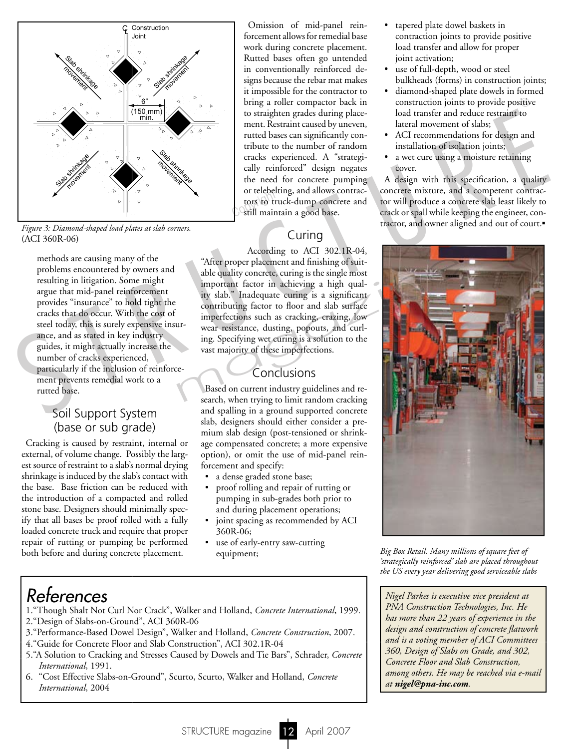Construction Joint

Slab shrinkage movement

Slab shrinkage movement

6"
(150 mm)
min.

Slab shrinkage movement

Slab shrinkage movement

*Figure 3: Diamond-shaped load plates at slab corners.* (ACI 360R-06)

methods are causing many of the problems encountered by owners and resulting in litigation. Some might argue that mid-panel reinforcement provides "insurance" to hold tight the cracks that do occur. With the cost of steel today, this is surely expensive insurance, and as stated in key industry guides, it might actually increase the number of cracks experienced, particularly if the inclusion of reinforcement prevents remedial work to a rutted base.

## Soil Support System (base or sub grade)

Cracking is caused by restraint, internal or external, of volume change. Possibly the largest source of restraint to a slab's normal drying shrinkage is induced by the slab's contact with the base. Base friction can be reduced with the introduction of a compacted and rolled stone base. Designers should minimally specify that all bases be proof rolled with a fully loaded concrete truck and require that proper repair of rutting or pumping be performed both before and during concrete placement.

Omission of mid-panel reinforcement allows for remedial base work during concrete placement. Rutted bases often go untended in conventionally reinforced designs because the rebar mat makes it impossible for the contractor to bring a roller compactor back in to straighten grades during placement. Restraint caused by uneven, rutted bases can significantly contribute to the number of random cracks experienced. A "strategically reinforced" design negates the need for concrete pumping or telebelting, and allows contractors to truck-dump concrete and still maintain a good base.

## Curing

According to ACI 302.1R-04, "After proper placement and finishing of suitable quality concrete, curing is the single most important factor in achieving a high quality slab." Inadequate curing is a significant contributing factor to floor and slab surface imperfections such as cracking, crazing, low wear resistance, dusting, popouts, and curling. Specifying wet curing is a solution to the vast majority of these imperfections.

## Conclusions

Based on current industry guidelines and research, when trying to limit random cracking and spalling in a ground supported concrete slab, designers should either consider a premium slab design (post-tensioned or shrinkage compensated concrete; a more expensive option), or omit the use of mid-panel reinforcement and specify:

- a dense graded stone base;
- proof rolling and repair of rutting or pumping in sub-grades both prior to and during placement operations;
- joint spacing as recommended by ACI 360R-06;
- use of early-entry saw-cutting equipment;
- tapered plate dowel baskets in contraction joints to provide positive load transfer and allow for proper joint activation;
- use of full-depth, wood or steel bulkheads (forms) in construction joints;
- diamond-shaped plate dowels in formed construction joints to provide positive load transfer and reduce restraint to lateral movement of slabs;
- ACI recommendations for design and installation of isolation joints;
- a wet cure using a moisture retaining cover.

A design with this specification, a quality concrete mixture, and a competent contractor will produce a concrete slab least likely to crack or spall while keeping the engineer, contractor, and owner aligned and out of court.▪

*Big Box Retail. Many millions of square feet of 'strategically reinforced' slab are placed throughout the US every year delivering good serviceable slabs*

## References

1. "Though Shalt Not Curl Nor Crack", Walker and Holland, *Concrete International*, 1999.
2. "Design of Slabs-on-Ground", ACI 360R-06
3. "Performance-Based Dowel Design", Walker and Holland, *Concrete Construction*, 2007.
4. "Guide for Concrete Floor and Slab Construction", ACI 302.1R-04
5. "A Solution to Cracking and Stresses Caused by Dowels and Tie Bars", Schrader, *Concrete International*, 1991.
6. "Cost Effective Slabs-on-Ground", Scurto, Scurto, Walker and Holland, *Concrete International*, 2004

*Nigel Parkes is executive vice president at PNA Construction Technologies, Inc. He has more than 22 years of experience in the design and construction of concrete flatwork and is a voting member of ACI Committees 360, Design of Slabs on Grade, and 302, Concrete Floor and Slab Construction, among others. He may be reached via e-mail at **nigel@pna-inc.com**.*